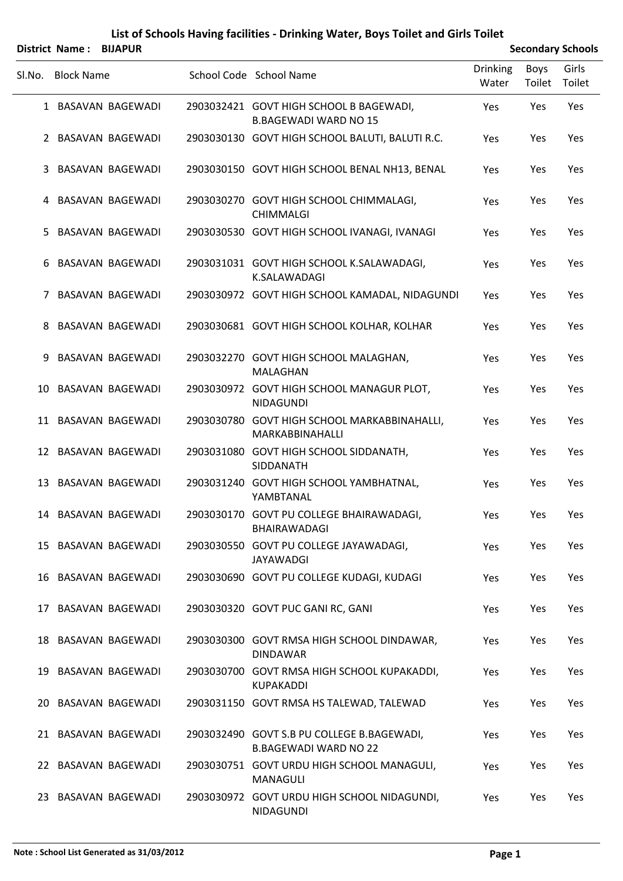# List of Schools Having facilities - Drinking Water, Boys Toilet and Girls Toilet

**District Name : BIJAPUR** **Secondary Schools**

| Sl.No. | Block Name | School Code | School Name | Drinking Water | Boys Toilet | Girls Toilet |
|---|---|---|---|---|---|---|
| 1 | BASAVAN BAGEWADI | 2903032421 | GOVT HIGH SCHOOL B BAGEWADI, B.BAGEWADI WARD NO 15 | Yes | Yes | Yes |
| 2 | BASAVAN BAGEWADI | 2903030130 | GOVT HIGH SCHOOL BALUTI, BALUTI R.C. | Yes | Yes | Yes |
| 3 | BASAVAN BAGEWADI | 2903030150 | GOVT HIGH SCHOOL BENAL NH13, BENAL | Yes | Yes | Yes |
| 4 | BASAVAN BAGEWADI | 2903030270 | GOVT HIGH SCHOOL CHIMMALAGI, CHIMMALGI | Yes | Yes | Yes |
| 5 | BASAVAN BAGEWADI | 2903030530 | GOVT HIGH SCHOOL IVANAGI, IVANAGI | Yes | Yes | Yes |
| 6 | BASAVAN BAGEWADI | 2903031031 | GOVT HIGH SCHOOL K.SALAWADAGI, K.SALAWADAGI | Yes | Yes | Yes |
| 7 | BASAVAN BAGEWADI | 2903030972 | GOVT HIGH SCHOOL KAMADAL, NIDAGUNDI | Yes | Yes | Yes |
| 8 | BASAVAN BAGEWADI | 2903030681 | GOVT HIGH SCHOOL KOLHAR, KOLHAR | Yes | Yes | Yes |
| 9 | BASAVAN BAGEWADI | 2903032270 | GOVT HIGH SCHOOL MALAGHAN, MALAGHAN | Yes | Yes | Yes |
| 10 | BASAVAN BAGEWADI | 2903030972 | GOVT HIGH SCHOOL MANAGUR PLOT, NIDAGUNDI | Yes | Yes | Yes |
| 11 | BASAVAN BAGEWADI | 2903030780 | GOVT HIGH SCHOOL MARKABBINAHALLI, MARKABBINAHALLI | Yes | Yes | Yes |
| 12 | BASAVAN BAGEWADI | 2903031080 | GOVT HIGH SCHOOL SIDDANATH, SIDDANATH | Yes | Yes | Yes |
| 13 | BASAVAN BAGEWADI | 2903031240 | GOVT HIGH SCHOOL YAMBHATNAL, YAMBTANAL | Yes | Yes | Yes |
| 14 | BASAVAN BAGEWADI | 2903030170 | GOVT PU COLLEGE BHAIRAWADAGI, BHAIRAWADAGI | Yes | Yes | Yes |
| 15 | BASAVAN BAGEWADI | 2903030550 | GOVT PU COLLEGE JAYAWADAGI, JAYAWADGI | Yes | Yes | Yes |
| 16 | BASAVAN BAGEWADI | 2903030690 | GOVT PU COLLEGE KUDAGI, KUDAGI | Yes | Yes | Yes |
| 17 | BASAVAN BAGEWADI | 2903030320 | GOVT PUC GANI RC, GANI | Yes | Yes | Yes |
| 18 | BASAVAN BAGEWADI | 2903030300 | GOVT RMSA HIGH SCHOOL DINDAWAR, DINDAWAR | Yes | Yes | Yes |
| 19 | BASAVAN BAGEWADI | 2903030700 | GOVT RMSA HIGH SCHOOL KUPAKADDI, KUPAKADDI | Yes | Yes | Yes |
| 20 | BASAVAN BAGEWADI | 2903031150 | GOVT RMSA HS TALEWAD, TALEWAD | Yes | Yes | Yes |
| 21 | BASAVAN BAGEWADI | 2903032490 | GOVT S.B PU COLLEGE B.BAGEWADI, B.BAGEWADI WARD NO 22 | Yes | Yes | Yes |
| 22 | BASAVAN BAGEWADI | 2903030751 | GOVT URDU HIGH SCHOOL MANAGULI, MANAGULI | Yes | Yes | Yes |
| 23 | BASAVAN BAGEWADI | 2903030972 | GOVT URDU HIGH SCHOOL NIDAGUNDI, NIDAGUNDI | Yes | Yes | Yes |

**Note : School List Generated as 31/03/2012**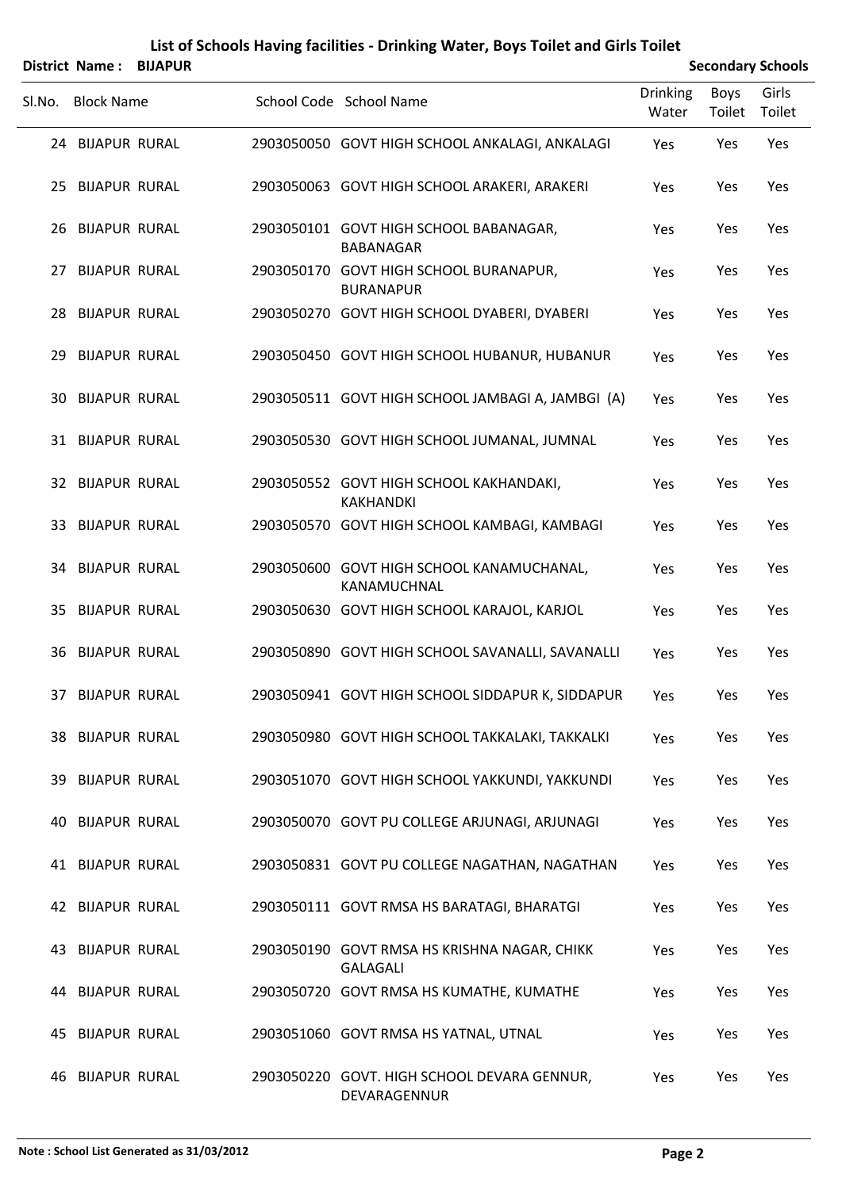# List of Schools Having facilities - Drinking Water, Boys Toilet and Girls Toilet

**District Name : BIJAPUR** **Secondary Schools**

| Sl.No. | Block Name | School Code | School Name | Drinking Water | Boys Toilet | Girls Toilet |
|---|---|---|---|---|---|---|
| 24 | BIJAPUR RURAL | 2903050050 | GOVT HIGH SCHOOL ANKALAGI, ANKALAGI | Yes | Yes | Yes |
| 25 | BIJAPUR RURAL | 2903050063 | GOVT HIGH SCHOOL ARAKERI, ARAKERI | Yes | Yes | Yes |
| 26 | BIJAPUR RURAL | 2903050101 | GOVT HIGH SCHOOL BABANAGAR, BABANAGAR | Yes | Yes | Yes |
| 27 | BIJAPUR RURAL | 2903050170 | GOVT HIGH SCHOOL BURANAPUR, BURANAPUR | Yes | Yes | Yes |
| 28 | BIJAPUR RURAL | 2903050270 | GOVT HIGH SCHOOL DYABERI, DYABERI | Yes | Yes | Yes |
| 29 | BIJAPUR RURAL | 2903050450 | GOVT HIGH SCHOOL HUBANUR, HUBANUR | Yes | Yes | Yes |
| 30 | BIJAPUR RURAL | 2903050511 | GOVT HIGH SCHOOL JAMBAGI A, JAMBGI (A) | Yes | Yes | Yes |
| 31 | BIJAPUR RURAL | 2903050530 | GOVT HIGH SCHOOL JUMANAL, JUMNAL | Yes | Yes | Yes |
| 32 | BIJAPUR RURAL | 2903050552 | GOVT HIGH SCHOOL KAKHANDAKI, KAKHANDKI | Yes | Yes | Yes |
| 33 | BIJAPUR RURAL | 2903050570 | GOVT HIGH SCHOOL KAMBAGI, KAMBAGI | Yes | Yes | Yes |
| 34 | BIJAPUR RURAL | 2903050600 | GOVT HIGH SCHOOL KANAMUCHANAL, KANAMUCHNAL | Yes | Yes | Yes |
| 35 | BIJAPUR RURAL | 2903050630 | GOVT HIGH SCHOOL KARAJOL, KARJOL | Yes | Yes | Yes |
| 36 | BIJAPUR RURAL | 2903050890 | GOVT HIGH SCHOOL SAVANALLI, SAVANALLI | Yes | Yes | Yes |
| 37 | BIJAPUR RURAL | 2903050941 | GOVT HIGH SCHOOL SIDDAPUR K, SIDDAPUR | Yes | Yes | Yes |
| 38 | BIJAPUR RURAL | 2903050980 | GOVT HIGH SCHOOL TAKKALAKI, TAKKALKI | Yes | Yes | Yes |
| 39 | BIJAPUR RURAL | 2903051070 | GOVT HIGH SCHOOL YAKKUNDI, YAKKUNDI | Yes | Yes | Yes |
| 40 | BIJAPUR RURAL | 2903050070 | GOVT PU COLLEGE ARJUNAGI, ARJUNAGI | Yes | Yes | Yes |
| 41 | BIJAPUR RURAL | 2903050831 | GOVT PU COLLEGE NAGATHAN, NAGATHAN | Yes | Yes | Yes |
| 42 | BIJAPUR RURAL | 2903050111 | GOVT RMSA HS BARATAGI, BHARATGI | Yes | Yes | Yes |
| 43 | BIJAPUR RURAL | 2903050190 | GOVT RMSA HS KRISHNA NAGAR, CHIKK GALAGALI | Yes | Yes | Yes |
| 44 | BIJAPUR RURAL | 2903050720 | GOVT RMSA HS KUMATHE, KUMATHE | Yes | Yes | Yes |
| 45 | BIJAPUR RURAL | 2903051060 | GOVT RMSA HS YATNAL, UTNAL | Yes | Yes | Yes |
| 46 | BIJAPUR RURAL | 2903050220 | GOVT. HIGH SCHOOL DEVARA GENNUR, DEVARAGENNUR | Yes | Yes | Yes |

**Note : School List Generated as 31/03/2012**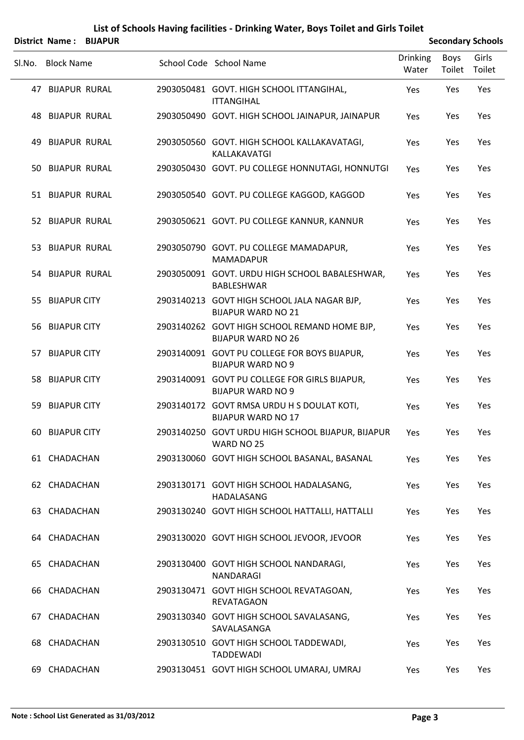# List of Schools Having facilities - Drinking Water, Boys Toilet and Girls Toilet

**District Name : BIJAPUR** **Secondary Schools**

| Sl.No. | Block Name | School Code | School Name | Drinking Water | Boys Toilet | Girls Toilet |
|---|---|---|---|---|---|---|
| 47 | BIJAPUR RURAL | 2903050481 | GOVT. HIGH SCHOOL ITTANGIHAL, ITTANGIHAL | Yes | Yes | Yes |
| 48 | BIJAPUR RURAL | 2903050490 | GOVT. HIGH SCHOOL JAINAPUR, JAINAPUR | Yes | Yes | Yes |
| 49 | BIJAPUR RURAL | 2903050560 | GOVT. HIGH SCHOOL KALLAKAVATAGI, KALLAKAVATGI | Yes | Yes | Yes |
| 50 | BIJAPUR RURAL | 2903050430 | GOVT. PU COLLEGE HONNUTAGI, HONNUTGI | Yes | Yes | Yes |
| 51 | BIJAPUR RURAL | 2903050540 | GOVT. PU COLLEGE KAGGOD, KAGGOD | Yes | Yes | Yes |
| 52 | BIJAPUR RURAL | 2903050621 | GOVT. PU COLLEGE KANNUR, KANNUR | Yes | Yes | Yes |
| 53 | BIJAPUR RURAL | 2903050790 | GOVT. PU COLLEGE MAMADAPUR, MAMADAPUR | Yes | Yes | Yes |
| 54 | BIJAPUR RURAL | 2903050091 | GOVT. URDU HIGH SCHOOL BABALESHWAR, BABLESHWAR | Yes | Yes | Yes |
| 55 | BIJAPUR CITY | 2903140213 | GOVT HIGH SCHOOL JALA NAGAR BJP, BIJAPUR WARD NO 21 | Yes | Yes | Yes |
| 56 | BIJAPUR CITY | 2903140262 | GOVT HIGH SCHOOL REMAND HOME BJP, BIJAPUR WARD NO 26 | Yes | Yes | Yes |
| 57 | BIJAPUR CITY | 2903140091 | GOVT PU COLLEGE FOR BOYS BIJAPUR, BIJAPUR WARD NO 9 | Yes | Yes | Yes |
| 58 | BIJAPUR CITY | 2903140091 | GOVT PU COLLEGE FOR GIRLS BIJAPUR, BIJAPUR WARD NO 9 | Yes | Yes | Yes |
| 59 | BIJAPUR CITY | 2903140172 | GOVT RMSA URDU H S DOULAT KOTI, BIJAPUR WARD NO 17 | Yes | Yes | Yes |
| 60 | BIJAPUR CITY | 2903140250 | GOVT URDU HIGH SCHOOL BIJAPUR, BIJAPUR WARD NO 25 | Yes | Yes | Yes |
| 61 | CHADACHAN | 2903130060 | GOVT HIGH SCHOOL BASANAL, BASANAL | Yes | Yes | Yes |
| 62 | CHADACHAN | 2903130171 | GOVT HIGH SCHOOL HADALASANG, HADALASANG | Yes | Yes | Yes |
| 63 | CHADACHAN | 2903130240 | GOVT HIGH SCHOOL HATTALLI, HATTALLI | Yes | Yes | Yes |
| 64 | CHADACHAN | 2903130020 | GOVT HIGH SCHOOL JEVOOR, JEVOOR | Yes | Yes | Yes |
| 65 | CHADACHAN | 2903130400 | GOVT HIGH SCHOOL NANDARAGI, NANDARAGI | Yes | Yes | Yes |
| 66 | CHADACHAN | 2903130471 | GOVT HIGH SCHOOL REVATAGOAN, REVATAGAON | Yes | Yes | Yes |
| 67 | CHADACHAN | 2903130340 | GOVT HIGH SCHOOL SAVALASANG, SAVALASANGA | Yes | Yes | Yes |
| 68 | CHADACHAN | 2903130510 | GOVT HIGH SCHOOL TADDEWADI, TADDEWADI | Yes | Yes | Yes |
| 69 | CHADACHAN | 2903130451 | GOVT HIGH SCHOOL UMARAJ, UMRAJ | Yes | Yes | Yes |

**Note : School List Generated as 31/03/2012**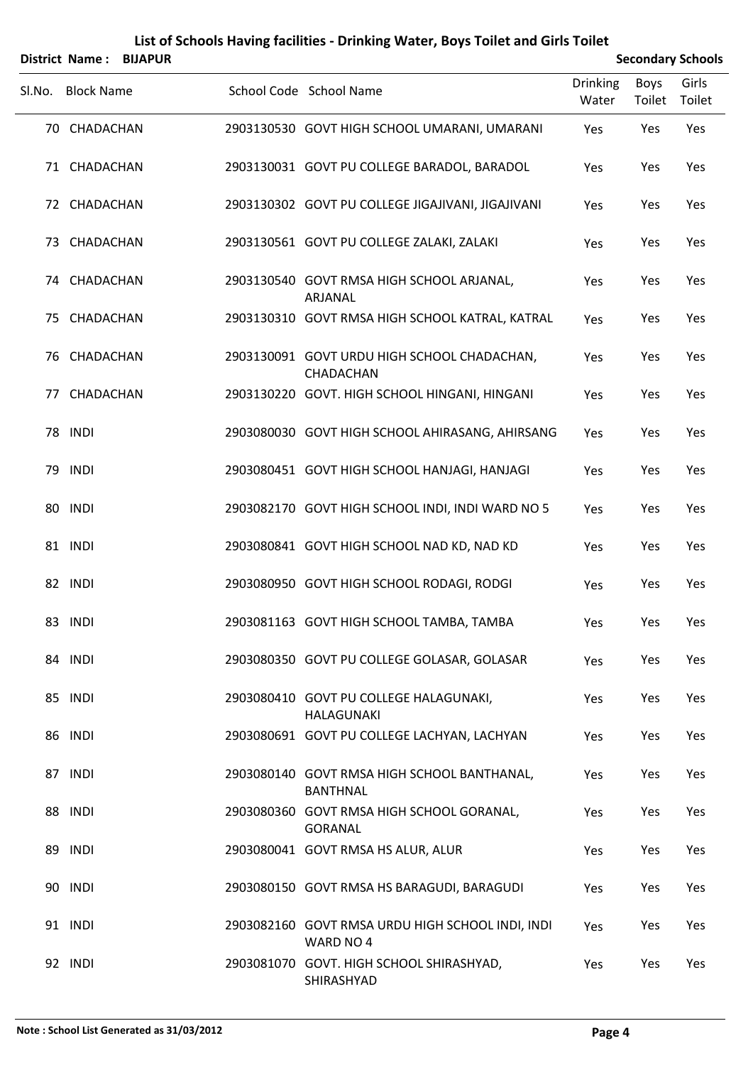# List of Schools Having facilities - Drinking Water, Boys Toilet and Girls Toilet

**District Name : BIJAPUR** **Secondary Schools**

| Sl.No. | Block Name | School Code | School Name | Drinking Water | Boys Toilet | Girls Toilet |
|---|---|---|---|---|---|---|
| 70 | CHADACHAN | 2903130530 | GOVT HIGH SCHOOL UMARANI, UMARANI | Yes | Yes | Yes |
| 71 | CHADACHAN | 2903130031 | GOVT PU COLLEGE BARADOL, BARADOL | Yes | Yes | Yes |
| 72 | CHADACHAN | 2903130302 | GOVT PU COLLEGE JIGAJIVANI, JIGAJIVANI | Yes | Yes | Yes |
| 73 | CHADACHAN | 2903130561 | GOVT PU COLLEGE ZALAKI, ZALAKI | Yes | Yes | Yes |
| 74 | CHADACHAN | 2903130540 | GOVT RMSA HIGH SCHOOL ARJANAL, ARJANAL | Yes | Yes | Yes |
| 75 | CHADACHAN | 2903130310 | GOVT RMSA HIGH SCHOOL KATRAL, KATRAL | Yes | Yes | Yes |
| 76 | CHADACHAN | 2903130091 | GOVT URDU HIGH SCHOOL CHADACHAN, CHADACHAN | Yes | Yes | Yes |
| 77 | CHADACHAN | 2903130220 | GOVT. HIGH SCHOOL HINGANI, HINGANI | Yes | Yes | Yes |
| 78 | INDI | 2903080030 | GOVT HIGH SCHOOL AHIRASANG, AHIRSANG | Yes | Yes | Yes |
| 79 | INDI | 2903080451 | GOVT HIGH SCHOOL HANJAGI, HANJAGI | Yes | Yes | Yes |
| 80 | INDI | 2903082170 | GOVT HIGH SCHOOL INDI, INDI WARD NO 5 | Yes | Yes | Yes |
| 81 | INDI | 2903080841 | GOVT HIGH SCHOOL NAD KD, NAD KD | Yes | Yes | Yes |
| 82 | INDI | 2903080950 | GOVT HIGH SCHOOL RODAGI, RODGI | Yes | Yes | Yes |
| 83 | INDI | 2903081163 | GOVT HIGH SCHOOL TAMBA, TAMBA | Yes | Yes | Yes |
| 84 | INDI | 2903080350 | GOVT PU COLLEGE GOLASAR, GOLASAR | Yes | Yes | Yes |
| 85 | INDI | 2903080410 | GOVT PU COLLEGE HALAGUNAKI, HALAGUNAKI | Yes | Yes | Yes |
| 86 | INDI | 2903080691 | GOVT PU COLLEGE LACHYAN, LACHYAN | Yes | Yes | Yes |
| 87 | INDI | 2903080140 | GOVT RMSA HIGH SCHOOL BANTHANAL, BANTHNAL | Yes | Yes | Yes |
| 88 | INDI | 2903080360 | GOVT RMSA HIGH SCHOOL GORANAL, GORANAL | Yes | Yes | Yes |
| 89 | INDI | 2903080041 | GOVT RMSA HS ALUR, ALUR | Yes | Yes | Yes |
| 90 | INDI | 2903080150 | GOVT RMSA HS BARAGUDI, BARAGUDI | Yes | Yes | Yes |
| 91 | INDI | 2903082160 | GOVT RMSA URDU HIGH SCHOOL INDI, INDI WARD NO 4 | Yes | Yes | Yes |
| 92 | INDI | 2903081070 | GOVT. HIGH SCHOOL SHIRASHYAD, SHIRASHYAD | Yes | Yes | Yes |

**Note : School List Generated as 31/03/2012**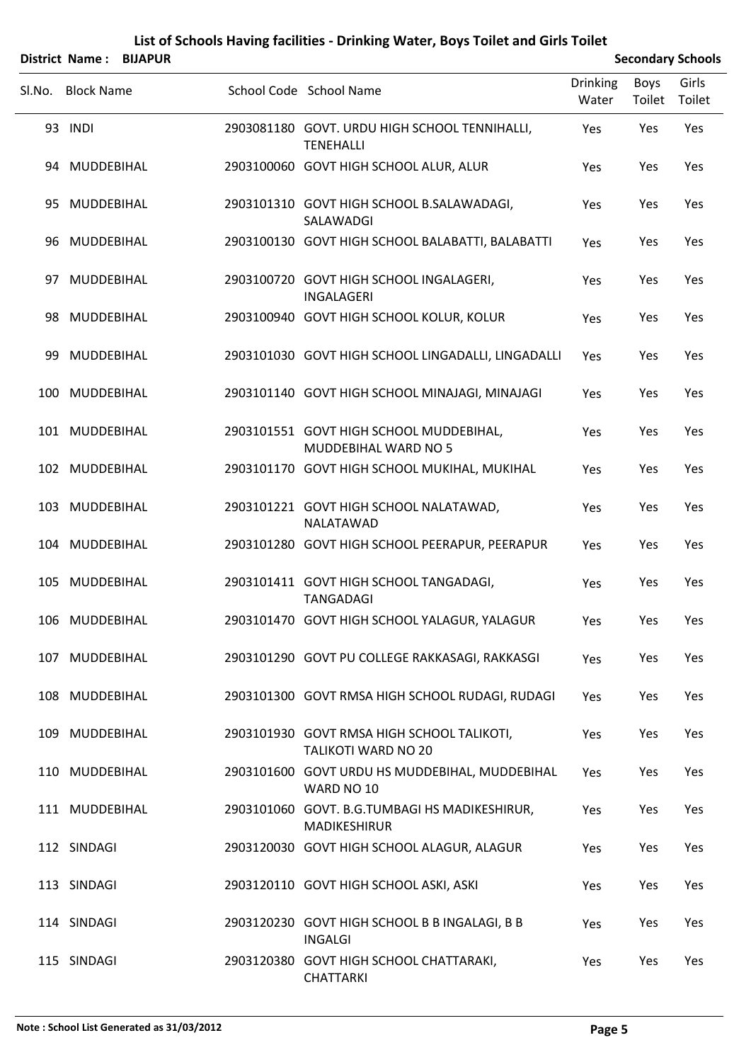# List of Schools Having facilities - Drinking Water, Boys Toilet and Girls Toilet

**District Name : BIJAPUR** **Secondary Schools**

| Sl.No. | Block Name | School Code | School Name | Drinking Water | Boys Toilet | Girls Toilet |
|---|---|---|---|---|---|---|
| 93 | INDI | 2903081180 | GOVT. URDU HIGH SCHOOL TENNIHALLI, TENEHALLI | Yes | Yes | Yes |
| 94 | MUDDEBIHAL | 2903100060 | GOVT HIGH SCHOOL ALUR, ALUR | Yes | Yes | Yes |
| 95 | MUDDEBIHAL | 2903101310 | GOVT HIGH SCHOOL B.SALAWADAGI, SALAWADGI | Yes | Yes | Yes |
| 96 | MUDDEBIHAL | 2903100130 | GOVT HIGH SCHOOL BALABATTI, BALABATTI | Yes | Yes | Yes |
| 97 | MUDDEBIHAL | 2903100720 | GOVT HIGH SCHOOL INGALAGERI, INGALAGERI | Yes | Yes | Yes |
| 98 | MUDDEBIHAL | 2903100940 | GOVT HIGH SCHOOL KOLUR, KOLUR | Yes | Yes | Yes |
| 99 | MUDDEBIHAL | 2903101030 | GOVT HIGH SCHOOL LINGADALLI, LINGADALLI | Yes | Yes | Yes |
| 100 | MUDDEBIHAL | 2903101140 | GOVT HIGH SCHOOL MINAJAGI, MINAJAGI | Yes | Yes | Yes |
| 101 | MUDDEBIHAL | 2903101551 | GOVT HIGH SCHOOL MUDDEBIHAL, MUDDEBIHAL WARD NO 5 | Yes | Yes | Yes |
| 102 | MUDDEBIHAL | 2903101170 | GOVT HIGH SCHOOL MUKIHAL, MUKIHAL | Yes | Yes | Yes |
| 103 | MUDDEBIHAL | 2903101221 | GOVT HIGH SCHOOL NALATAWAD, NALATAWAD | Yes | Yes | Yes |
| 104 | MUDDEBIHAL | 2903101280 | GOVT HIGH SCHOOL PEERAPUR, PEERAPUR | Yes | Yes | Yes |
| 105 | MUDDEBIHAL | 2903101411 | GOVT HIGH SCHOOL TANGADAGI, TANGADAGI | Yes | Yes | Yes |
| 106 | MUDDEBIHAL | 2903101470 | GOVT HIGH SCHOOL YALAGUR, YALAGUR | Yes | Yes | Yes |
| 107 | MUDDEBIHAL | 2903101290 | GOVT PU COLLEGE RAKKASAGI, RAKKASGI | Yes | Yes | Yes |
| 108 | MUDDEBIHAL | 2903101300 | GOVT RMSA HIGH SCHOOL RUDAGI, RUDAGI | Yes | Yes | Yes |
| 109 | MUDDEBIHAL | 2903101930 | GOVT RMSA HIGH SCHOOL TALIKOTI, TALIKOTI WARD NO 20 | Yes | Yes | Yes |
| 110 | MUDDEBIHAL | 2903101600 | GOVT URDU HS MUDDEBIHAL, MUDDEBIHAL WARD NO 10 | Yes | Yes | Yes |
| 111 | MUDDEBIHAL | 2903101060 | GOVT. B.G.TUMBAGI HS MADIKESHIRUR, MADIKESHIRUR | Yes | Yes | Yes |
| 112 | SINDAGI | 2903120030 | GOVT HIGH SCHOOL ALAGUR, ALAGUR | Yes | Yes | Yes |
| 113 | SINDAGI | 2903120110 | GOVT HIGH SCHOOL ASKI, ASKI | Yes | Yes | Yes |
| 114 | SINDAGI | 2903120230 | GOVT HIGH SCHOOL B B INGALAGI, B B INGALGI | Yes | Yes | Yes |
| 115 | SINDAGI | 2903120380 | GOVT HIGH SCHOOL CHATTARAKI, CHATTARKI | Yes | Yes | Yes |

**Note : School List Generated as 31/03/2012**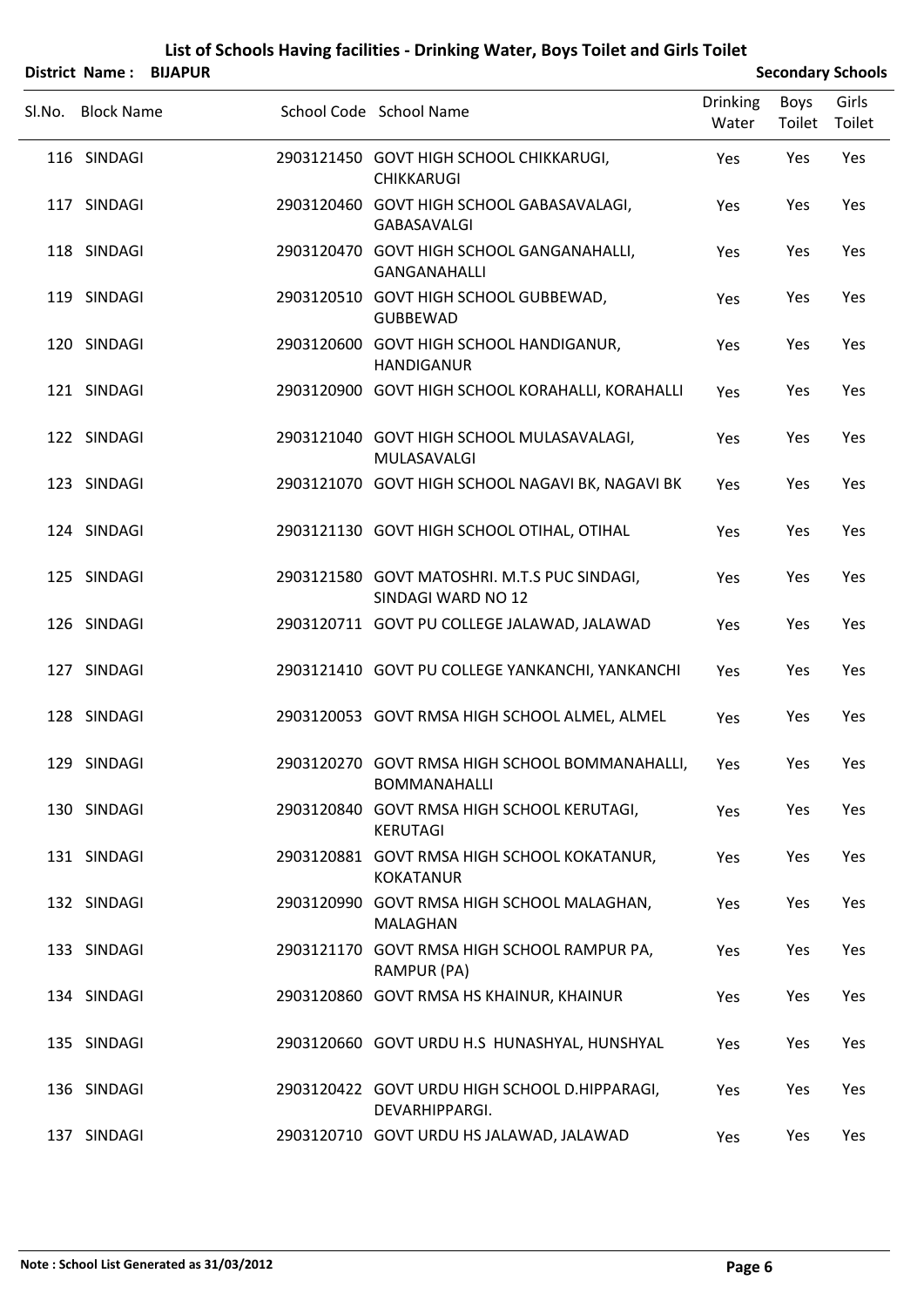# List of Schools Having facilities - Drinking Water, Boys Toilet and Girls Toilet

**District Name : BIJAPUR** **Secondary Schools**

| Sl.No. | Block Name | School Code | School Name | Drinking Water | Boys Toilet | Girls Toilet |
|---|---|---|---|---|---|---|
| 116 | SINDAGI | 2903121450 | GOVT HIGH SCHOOL CHIKKARUGI, CHIKKARUGI | Yes | Yes | Yes |
| 117 | SINDAGI | 2903120460 | GOVT HIGH SCHOOL GABASAVALAGI, GABASAVALGI | Yes | Yes | Yes |
| 118 | SINDAGI | 2903120470 | GOVT HIGH SCHOOL GANGANAHALLI, GANGANAHALLI | Yes | Yes | Yes |
| 119 | SINDAGI | 2903120510 | GOVT HIGH SCHOOL GUBBEWAD, GUBBEWAD | Yes | Yes | Yes |
| 120 | SINDAGI | 2903120600 | GOVT HIGH SCHOOL HANDIGANUR, HANDIGANUR | Yes | Yes | Yes |
| 121 | SINDAGI | 2903120900 | GOVT HIGH SCHOOL KORAHALLI, KORAHALLI | Yes | Yes | Yes |
| 122 | SINDAGI | 2903121040 | GOVT HIGH SCHOOL MULASAVALAGI, MULASAVALGI | Yes | Yes | Yes |
| 123 | SINDAGI | 2903121070 | GOVT HIGH SCHOOL NAGAVI BK, NAGAVI BK | Yes | Yes | Yes |
| 124 | SINDAGI | 2903121130 | GOVT HIGH SCHOOL OTIHAL, OTIHAL | Yes | Yes | Yes |
| 125 | SINDAGI | 2903121580 | GOVT MATOSHRI. M.T.S PUC SINDAGI, SINDAGI WARD NO 12 | Yes | Yes | Yes |
| 126 | SINDAGI | 2903120711 | GOVT PU COLLEGE JALAWAD, JALAWAD | Yes | Yes | Yes |
| 127 | SINDAGI | 2903121410 | GOVT PU COLLEGE YANKANCHI, YANKANCHI | Yes | Yes | Yes |
| 128 | SINDAGI | 2903120053 | GOVT RMSA HIGH SCHOOL ALMEL, ALMEL | Yes | Yes | Yes |
| 129 | SINDAGI | 2903120270 | GOVT RMSA HIGH SCHOOL BOMMANAHALLI, BOMMANAHALLI | Yes | Yes | Yes |
| 130 | SINDAGI | 2903120840 | GOVT RMSA HIGH SCHOOL KERUTAGI, KERUTAGI | Yes | Yes | Yes |
| 131 | SINDAGI | 2903120881 | GOVT RMSA HIGH SCHOOL KOKATANUR, KOKATANUR | Yes | Yes | Yes |
| 132 | SINDAGI | 2903120990 | GOVT RMSA HIGH SCHOOL MALAGHAN, MALAGHAN | Yes | Yes | Yes |
| 133 | SINDAGI | 2903121170 | GOVT RMSA HIGH SCHOOL RAMPUR PA, RAMPUR (PA) | Yes | Yes | Yes |
| 134 | SINDAGI | 2903120860 | GOVT RMSA HS KHAINUR, KHAINUR | Yes | Yes | Yes |
| 135 | SINDAGI | 2903120660 | GOVT URDU H.S HUNASHYAL, HUNSHYAL | Yes | Yes | Yes |
| 136 | SINDAGI | 2903120422 | GOVT URDU HIGH SCHOOL D.HIPPARAGI, DEVARHIPPARGI. | Yes | Yes | Yes |
| 137 | SINDAGI | 2903120710 | GOVT URDU HS JALAWAD, JALAWAD | Yes | Yes | Yes |

**Note : School List Generated as 31/03/2012**